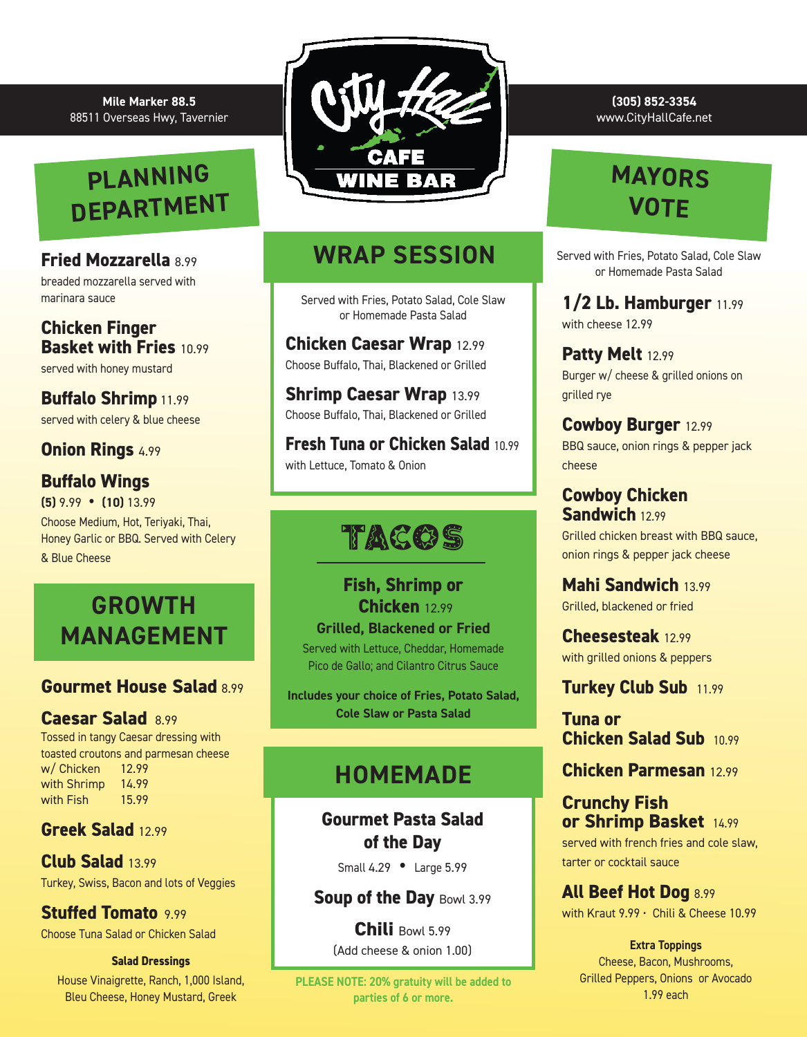**Mile Marker 88.5**
88511 Overseas Hwy, Tavernier

# City Hall Cafe Wine Bar

**(305) 852-3354**
www.CityHallCafe.net

## PLANNING DEPARTMENT

**Fried Mozzarella** 8.99
breaded mozzarella served with marinara sauce

**Chicken Finger Basket with Fries** 10.99
served with honey mustard

**Buffalo Shrimp** 11.99
served with celery & blue cheese

**Onion Rings** 4.99

**Buffalo Wings**
**(5)** 9.99 • **(10)** 13.99
Choose Medium, Hot, Teriyaki, Thai, Honey Garlic or BBQ. Served with Celery & Blue Cheese

## GROWTH MANAGEMENT

**Gourmet House Salad** 8.99

**Caesar Salad** 8.99
Tossed in tangy Caesar dressing with toasted croutons and parmesan cheese

| | |
|---|---|
| w/ Chicken | 12.99 |
| with Shrimp | 14.99 |
| with Fish | 15.99 |

**Greek Salad** 12.99

**Club Salad** 13.99
Turkey, Swiss, Bacon and lots of Veggies

**Stuffed Tomato** 9.99
Choose Tuna Salad or Chicken Salad

**Salad Dressings**
House Vinaigrette, Ranch, 1,000 Island, Bleu Cheese, Honey Mustard, Greek

## WRAP SESSION

Served with Fries, Potato Salad, Cole Slaw or Homemade Pasta Salad

**Chicken Caesar Wrap** 12.99
Choose Buffalo, Thai, Blackened or Grilled

**Shrimp Caesar Wrap** 13.99
Choose Buffalo, Thai, Blackened or Grilled

**Fresh Tuna or Chicken Salad** 10.99
with Lettuce, Tomato & Onion

## TACOS

**Fish, Shrimp or Chicken** 12.99
**Grilled, Blackened or Fried**
Served with Lettuce, Cheddar, Homemade Pico de Gallo; and Cilantro Citrus Sauce

**Includes your choice of Fries, Potato Salad, Cole Slaw or Pasta Salad**

## HOMEMADE

**Gourmet Pasta Salad of the Day**
Small 4.29 • Large 5.99

**Soup of the Day** Bowl 3.99

**Chili** Bowl 5.99
(Add cheese & onion 1.00)

**PLEASE NOTE: 20% gratuity will be added to parties of 6 or more.**

## MAYORS VOTE

Served with Fries, Potato Salad, Cole Slaw or Homemade Pasta Salad

**1/2 Lb. Hamburger** 11.99
with cheese 12.99

**Patty Melt** 12.99
Burger w/ cheese & grilled onions on grilled rye

**Cowboy Burger** 12.99
BBQ sauce, onion rings & pepper jack cheese

**Cowboy Chicken Sandwich** 12.99
Grilled chicken breast with BBQ sauce, onion rings & pepper jack cheese

**Mahi Sandwich** 13.99
Grilled, blackened or fried

**Cheesesteak** 12.99
with grilled onions & peppers

**Turkey Club Sub** 11.99

**Tuna or Chicken Salad Sub** 10.99

**Chicken Parmesan** 12.99

**Crunchy Fish or Shrimp Basket** 14.99
served with french fries and cole slaw, tarter or cocktail sauce

**All Beef Hot Dog** 8.99
with Kraut 9.99 · Chili & Cheese 10.99

**Extra Toppings**
Cheese, Bacon, Mushrooms, Grilled Peppers, Onions or Avocado
1.99 each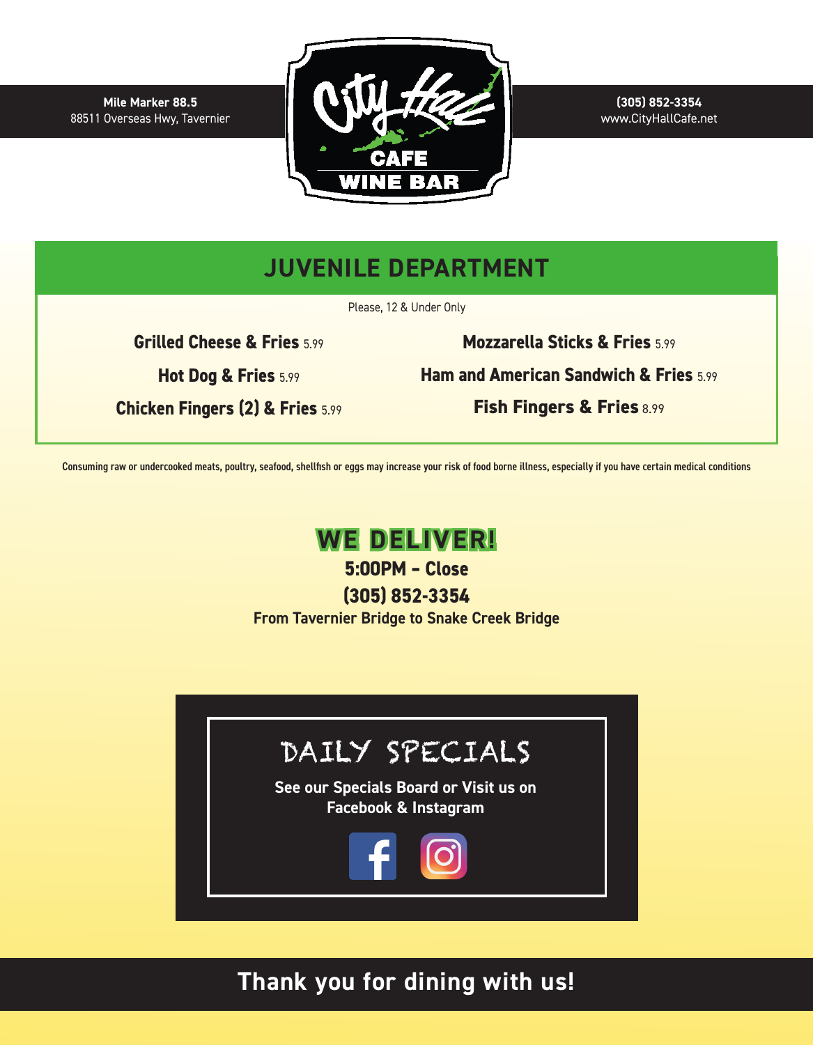**Mile Marker 88.5**
88511 Overseas Hwy, Tavernier

City Hall
CAFE
WINE BAR

**(305) 852-3354**
www.CityHallCafe.net

## JUVENILE DEPARTMENT

Please, 12 & Under Only

**Grilled Cheese & Fries** 5.99

**Hot Dog & Fries** 5.99

**Chicken Fingers (2) & Fries** 5.99

**Mozzarella Sticks & Fries** 5.99

**Ham and American Sandwich & Fries** 5.99

**Fish Fingers & Fries** 8.99

**Consuming raw or undercooked meats, poultry, seafood, shellfish or eggs may increase your risk of food borne illness, especially if you have certain medical conditions**

## WE DELIVER!

**5:00PM - Close**

**(305) 852-3354**

**From Tavernier Bridge to Snake Creek Bridge**

## DAILY SPECIALS

**See our Specials Board or Visit us on Facebook & Instagram**

## Thank you for dining with us!